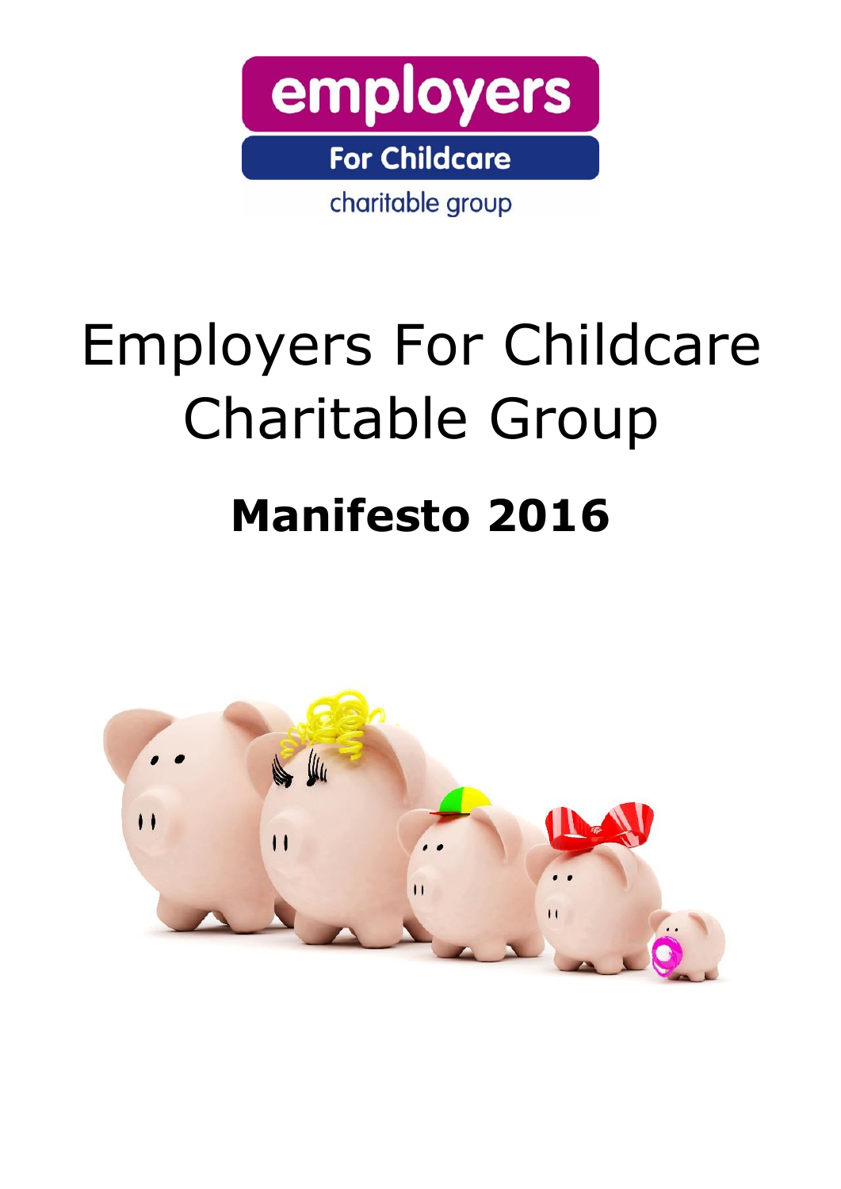# Employers For Childcare Charitable Group

## Manifesto 2016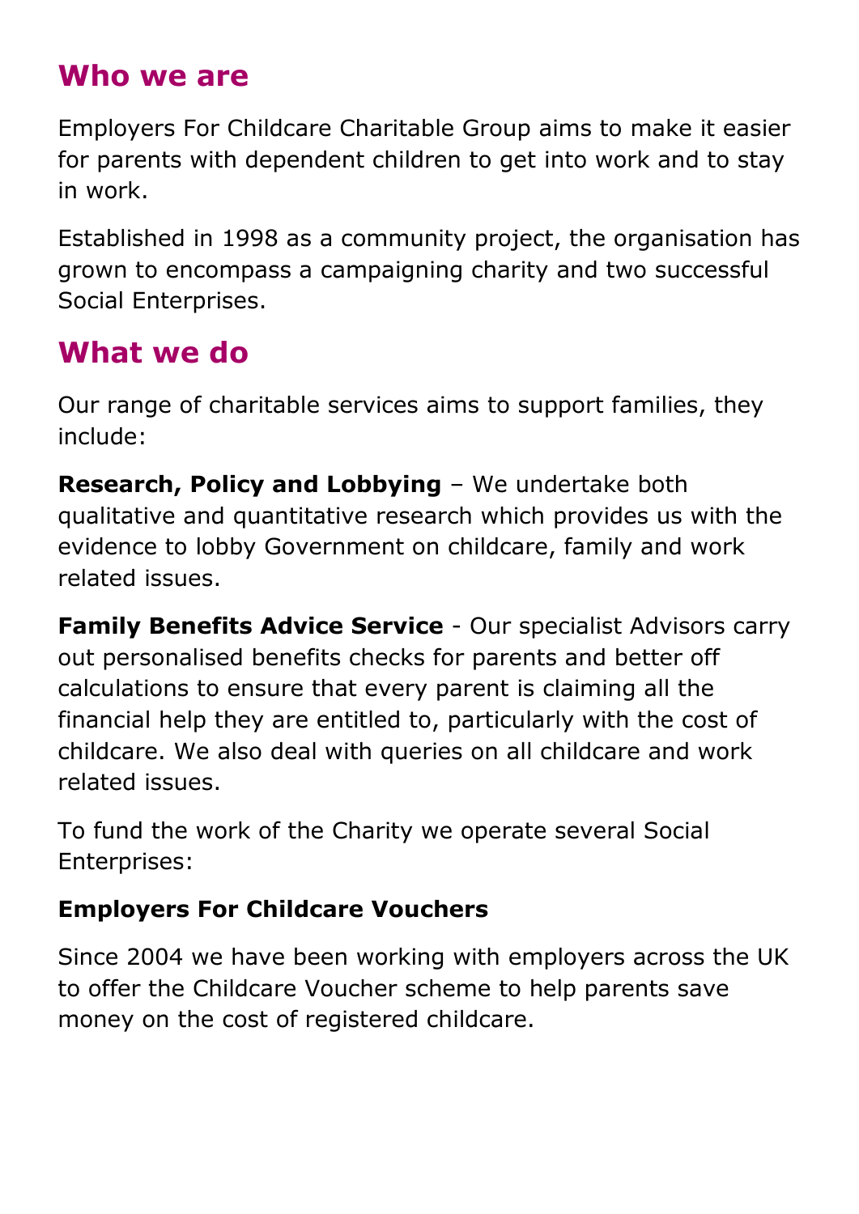## Who we are

Employers For Childcare Charitable Group aims to make it easier for parents with dependent children to get into work and to stay in work.

Established in 1998 as a community project, the organisation has grown to encompass a campaigning charity and two successful Social Enterprises.

## What we do

Our range of charitable services aims to support families, they include:

**Research, Policy and Lobbying** – We undertake both qualitative and quantitative research which provides us with the evidence to lobby Government on childcare, family and work related issues.

**Family Benefits Advice Service** - Our specialist Advisors carry out personalised benefits checks for parents and better off calculations to ensure that every parent is claiming all the financial help they are entitled to, particularly with the cost of childcare. We also deal with queries on all childcare and work related issues.

To fund the work of the Charity we operate several Social Enterprises:

**Employers For Childcare Vouchers**

Since 2004 we have been working with employers across the UK to offer the Childcare Voucher scheme to help parents save money on the cost of registered childcare.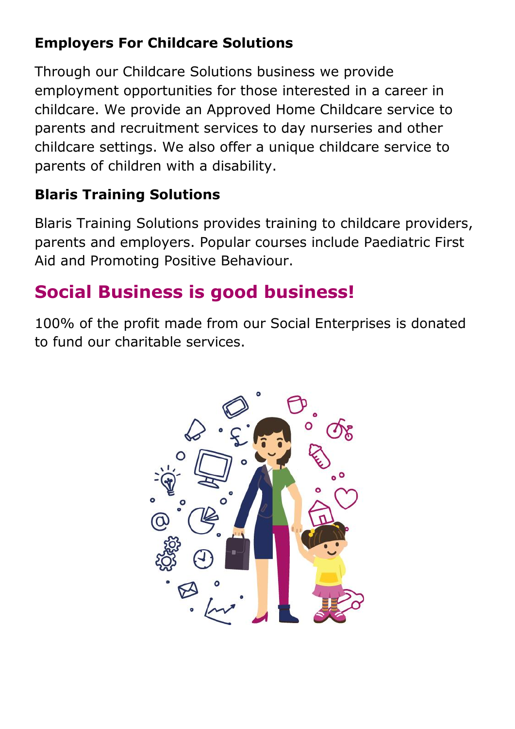### Employers For Childcare Solutions

Through our Childcare Solutions business we provide employment opportunities for those interested in a career in childcare. We provide an Approved Home Childcare service to parents and recruitment services to day nurseries and other childcare settings. We also offer a unique childcare service to parents of children with a disability.

### Blaris Training Solutions

Blaris Training Solutions provides training to childcare providers, parents and employers. Popular courses include Paediatric First Aid and Promoting Positive Behaviour.

## Social Business is good business!

100% of the profit made from our Social Enterprises is donated to fund our charitable services.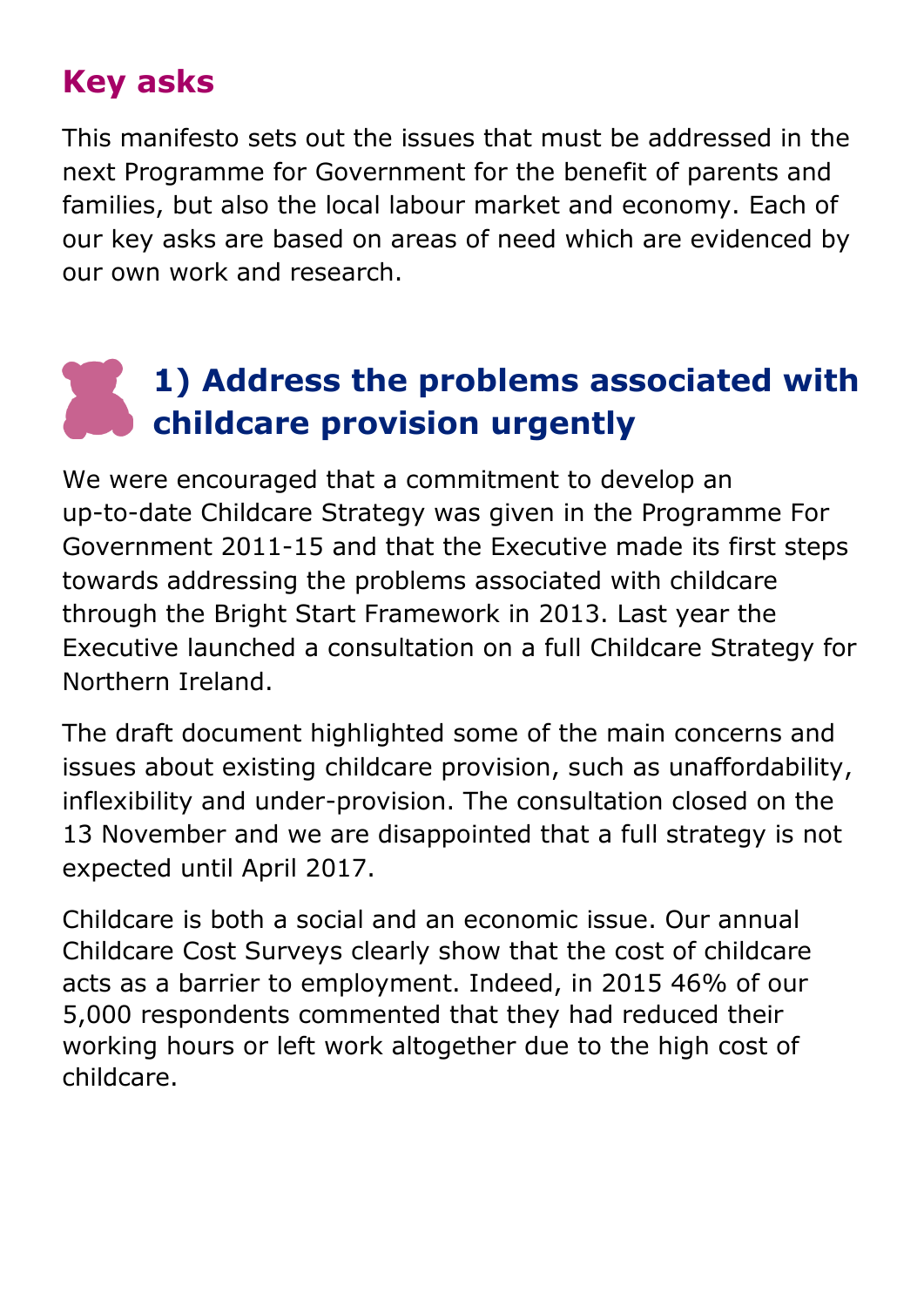## Key asks

This manifesto sets out the issues that must be addressed in the next Programme for Government for the benefit of parents and families, but also the local labour market and economy. Each of our key asks are based on areas of need which are evidenced by our own work and research.

### 1) Address the problems associated with childcare provision urgently

We were encouraged that a commitment to develop an up-to-date Childcare Strategy was given in the Programme For Government 2011-15 and that the Executive made its first steps towards addressing the problems associated with childcare through the Bright Start Framework in 2013. Last year the Executive launched a consultation on a full Childcare Strategy for Northern Ireland.

The draft document highlighted some of the main concerns and issues about existing childcare provision, such as unaffordability, inflexibility and under-provision. The consultation closed on the 13 November and we are disappointed that a full strategy is not expected until April 2017.

Childcare is both a social and an economic issue. Our annual Childcare Cost Surveys clearly show that the cost of childcare acts as a barrier to employment. Indeed, in 2015 46% of our 5,000 respondents commented that they had reduced their working hours or left work altogether due to the high cost of childcare.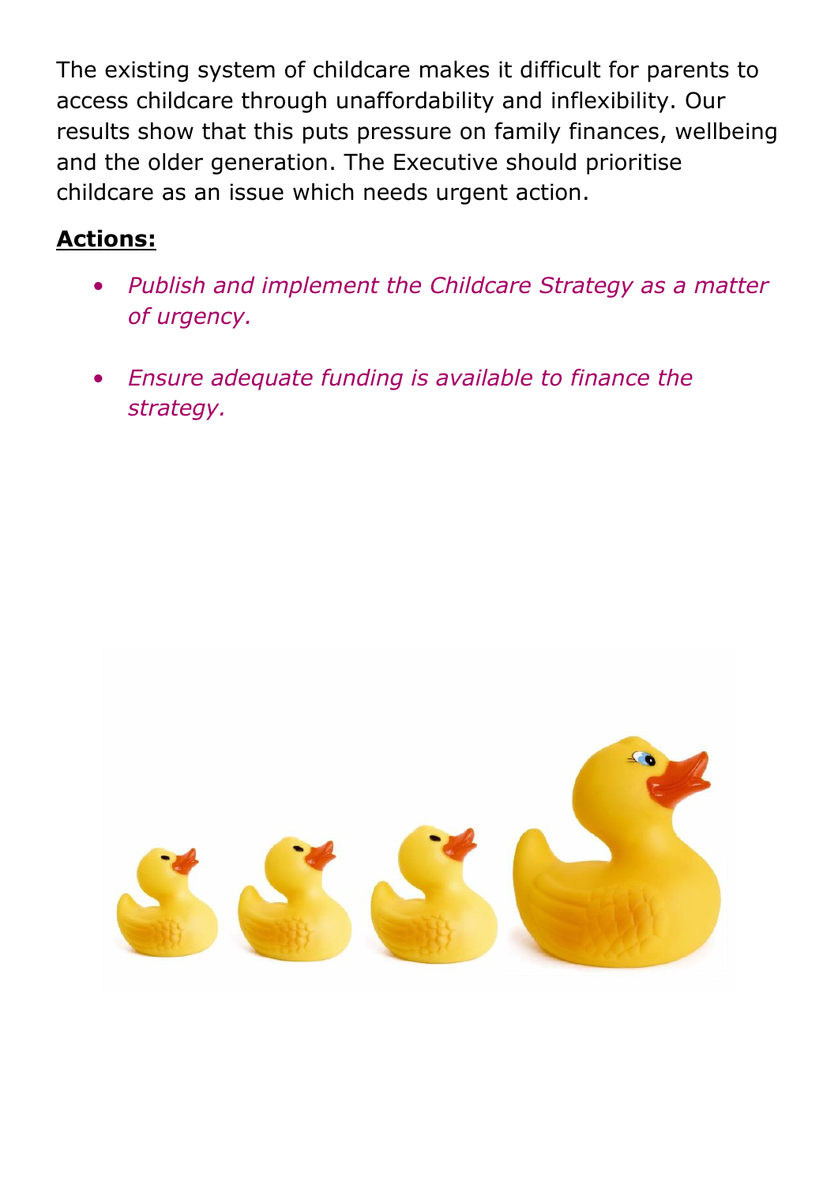The existing system of childcare makes it difficult for parents to access childcare through unaffordability and inflexibility. Our results show that this puts pressure on family finances, wellbeing and the older generation. The Executive should prioritise childcare as an issue which needs urgent action.

**Actions:**

- *Publish and implement the Childcare Strategy as a matter of urgency.*
- *Ensure adequate funding is available to finance the strategy.*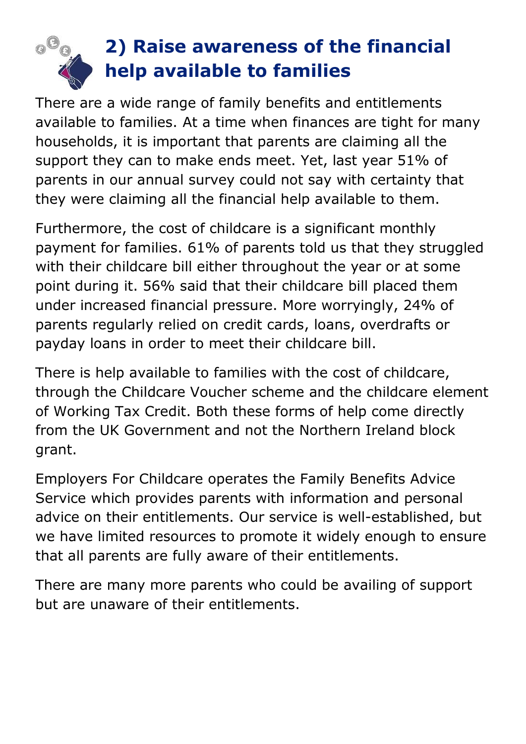## 2) Raise awareness of the financial help available to families

There are a wide range of family benefits and entitlements available to families. At a time when finances are tight for many households, it is important that parents are claiming all the support they can to make ends meet. Yet, last year 51% of parents in our annual survey could not say with certainty that they were claiming all the financial help available to them.

Furthermore, the cost of childcare is a significant monthly payment for families. 61% of parents told us that they struggled with their childcare bill either throughout the year or at some point during it. 56% said that their childcare bill placed them under increased financial pressure. More worryingly, 24% of parents regularly relied on credit cards, loans, overdrafts or payday loans in order to meet their childcare bill.

There is help available to families with the cost of childcare, through the Childcare Voucher scheme and the childcare element of Working Tax Credit. Both these forms of help come directly from the UK Government and not the Northern Ireland block grant.

Employers For Childcare operates the Family Benefits Advice Service which provides parents with information and personal advice on their entitlements. Our service is well-established, but we have limited resources to promote it widely enough to ensure that all parents are fully aware of their entitlements.

There are many more parents who could be availing of support but are unaware of their entitlements.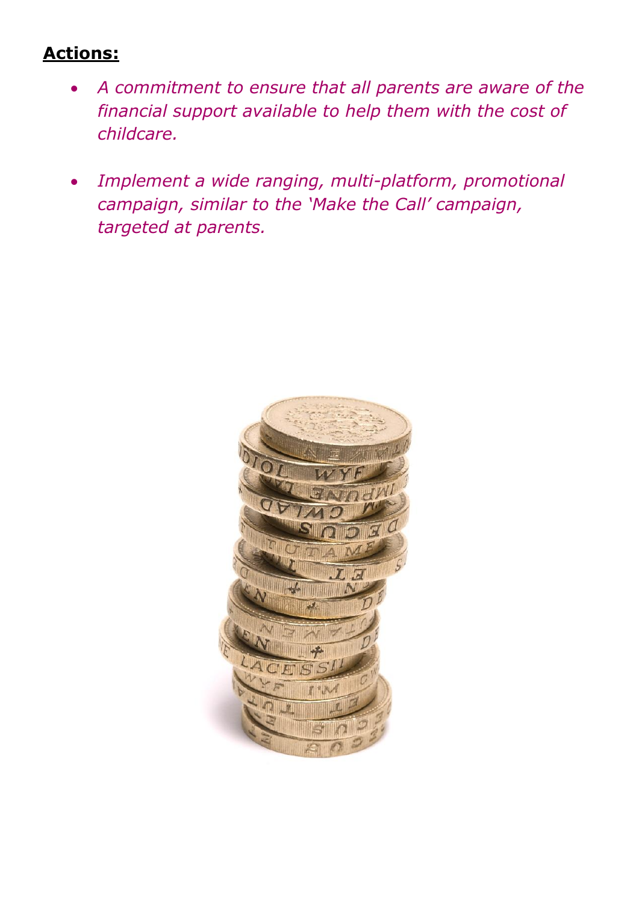**Actions:**

- *A commitment to ensure that all parents are aware of the financial support available to help them with the cost of childcare.*

- *Implement a wide ranging, multi-platform, promotional campaign, similar to the 'Make the Call' campaign, targeted at parents.*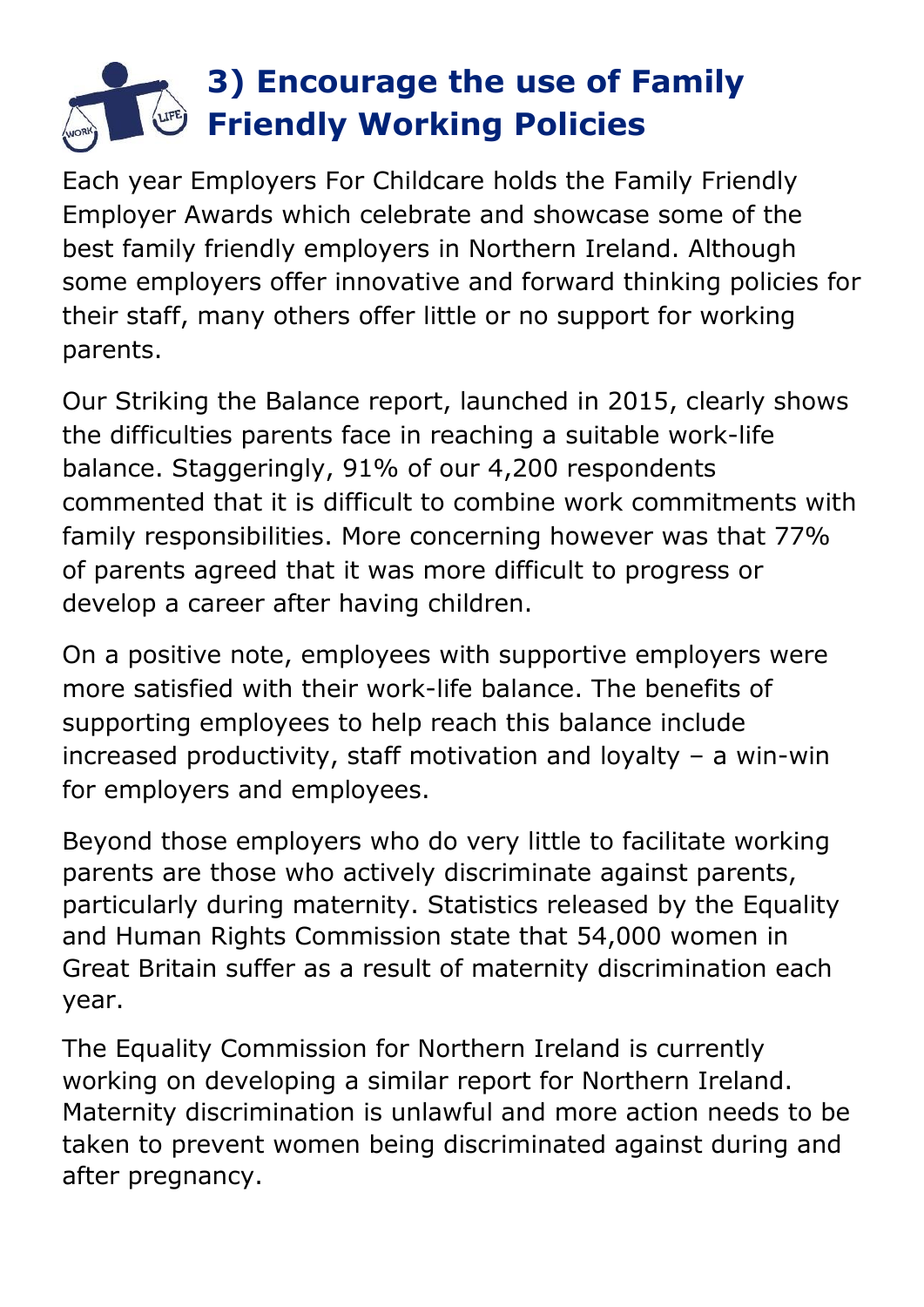# 3) Encourage the use of Family Friendly Working Policies

Each year Employers For Childcare holds the Family Friendly Employer Awards which celebrate and showcase some of the best family friendly employers in Northern Ireland. Although some employers offer innovative and forward thinking policies for their staff, many others offer little or no support for working parents.

Our Striking the Balance report, launched in 2015, clearly shows the difficulties parents face in reaching a suitable work-life balance. Staggeringly, 91% of our 4,200 respondents commented that it is difficult to combine work commitments with family responsibilities. More concerning however was that 77% of parents agreed that it was more difficult to progress or develop a career after having children.

On a positive note, employees with supportive employers were more satisfied with their work-life balance. The benefits of supporting employees to help reach this balance include increased productivity, staff motivation and loyalty – a win-win for employers and employees.

Beyond those employers who do very little to facilitate working parents are those who actively discriminate against parents, particularly during maternity. Statistics released by the Equality and Human Rights Commission state that 54,000 women in Great Britain suffer as a result of maternity discrimination each year.

The Equality Commission for Northern Ireland is currently working on developing a similar report for Northern Ireland. Maternity discrimination is unlawful and more action needs to be taken to prevent women being discriminated against during and after pregnancy.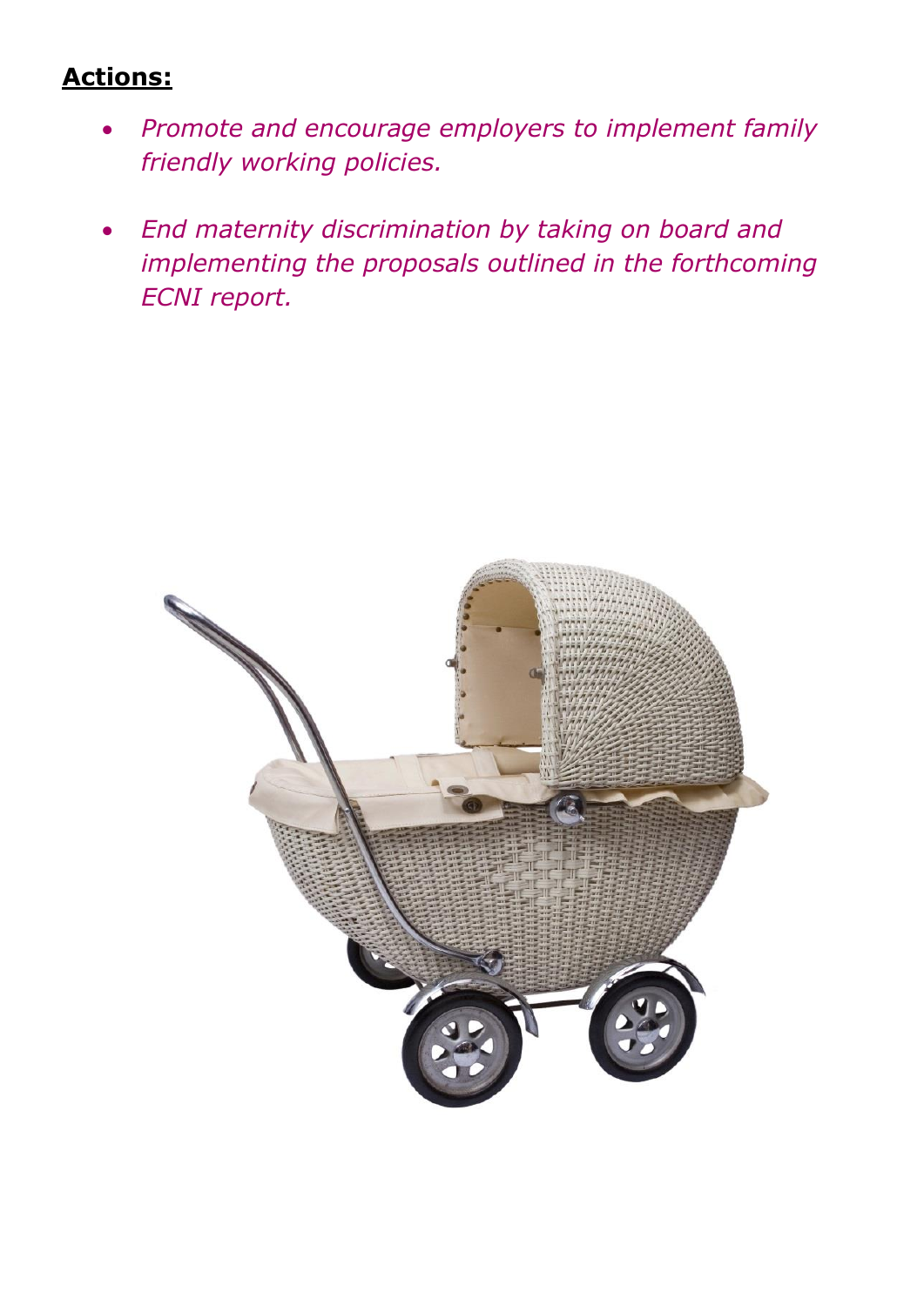**Actions:**

- *Promote and encourage employers to implement family friendly working policies.*

- *End maternity discrimination by taking on board and implementing the proposals outlined in the forthcoming ECNI report.*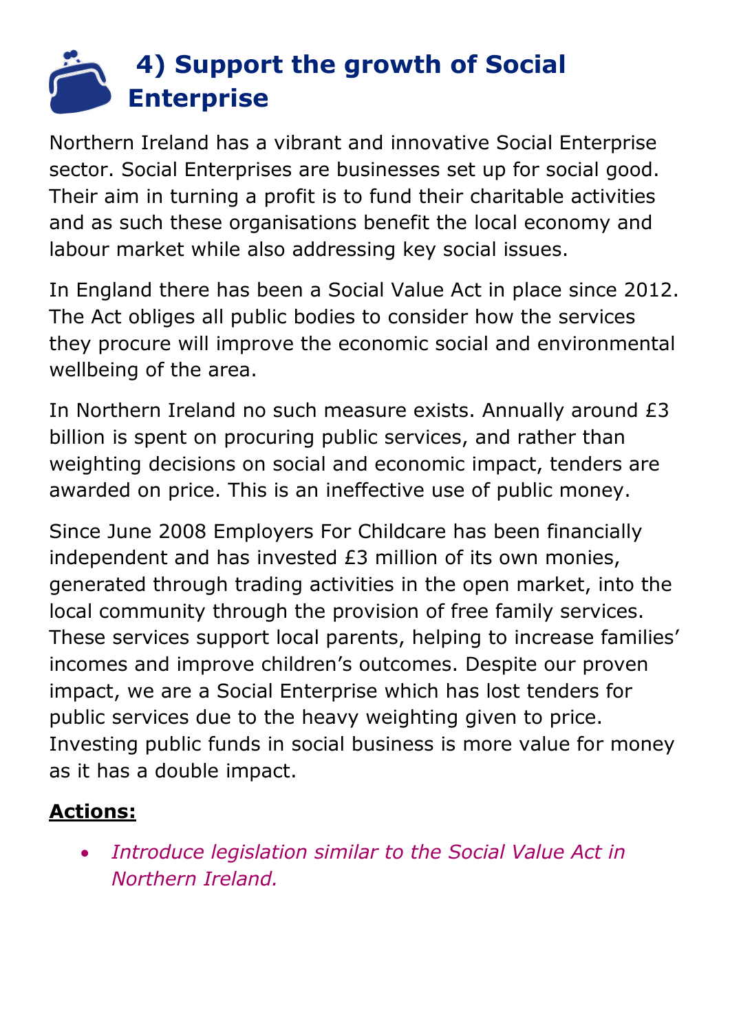## 4) Support the growth of Social Enterprise

Northern Ireland has a vibrant and innovative Social Enterprise sector. Social Enterprises are businesses set up for social good. Their aim in turning a profit is to fund their charitable activities and as such these organisations benefit the local economy and labour market while also addressing key social issues.

In England there has been a Social Value Act in place since 2012. The Act obliges all public bodies to consider how the services they procure will improve the economic social and environmental wellbeing of the area.

In Northern Ireland no such measure exists. Annually around £3 billion is spent on procuring public services, and rather than weighting decisions on social and economic impact, tenders are awarded on price. This is an ineffective use of public money.

Since June 2008 Employers For Childcare has been financially independent and has invested £3 million of its own monies, generated through trading activities in the open market, into the local community through the provision of free family services. These services support local parents, helping to increase families' incomes and improve children's outcomes. Despite our proven impact, we are a Social Enterprise which has lost tenders for public services due to the heavy weighting given to price. Investing public funds in social business is more value for money as it has a double impact.

**Actions:**

- *Introduce legislation similar to the Social Value Act in Northern Ireland.*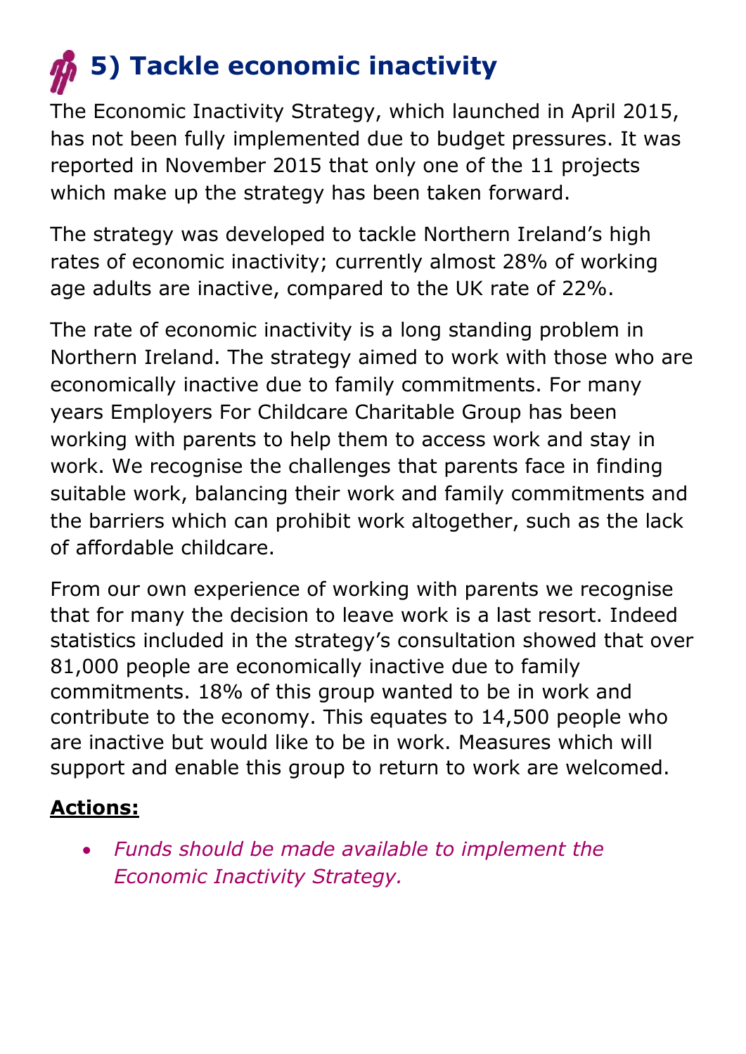## 5) Tackle economic inactivity

The Economic Inactivity Strategy, which launched in April 2015, has not been fully implemented due to budget pressures. It was reported in November 2015 that only one of the 11 projects which make up the strategy has been taken forward.

The strategy was developed to tackle Northern Ireland's high rates of economic inactivity; currently almost 28% of working age adults are inactive, compared to the UK rate of 22%.

The rate of economic inactivity is a long standing problem in Northern Ireland. The strategy aimed to work with those who are economically inactive due to family commitments. For many years Employers For Childcare Charitable Group has been working with parents to help them to access work and stay in work. We recognise the challenges that parents face in finding suitable work, balancing their work and family commitments and the barriers which can prohibit work altogether, such as the lack of affordable childcare.

From our own experience of working with parents we recognise that for many the decision to leave work is a last resort. Indeed statistics included in the strategy's consultation showed that over 81,000 people are economically inactive due to family commitments. 18% of this group wanted to be in work and contribute to the economy. This equates to 14,500 people who are inactive but would like to be in work. Measures which will support and enable this group to return to work are welcomed.

**Actions:**

- *Funds should be made available to implement the Economic Inactivity Strategy.*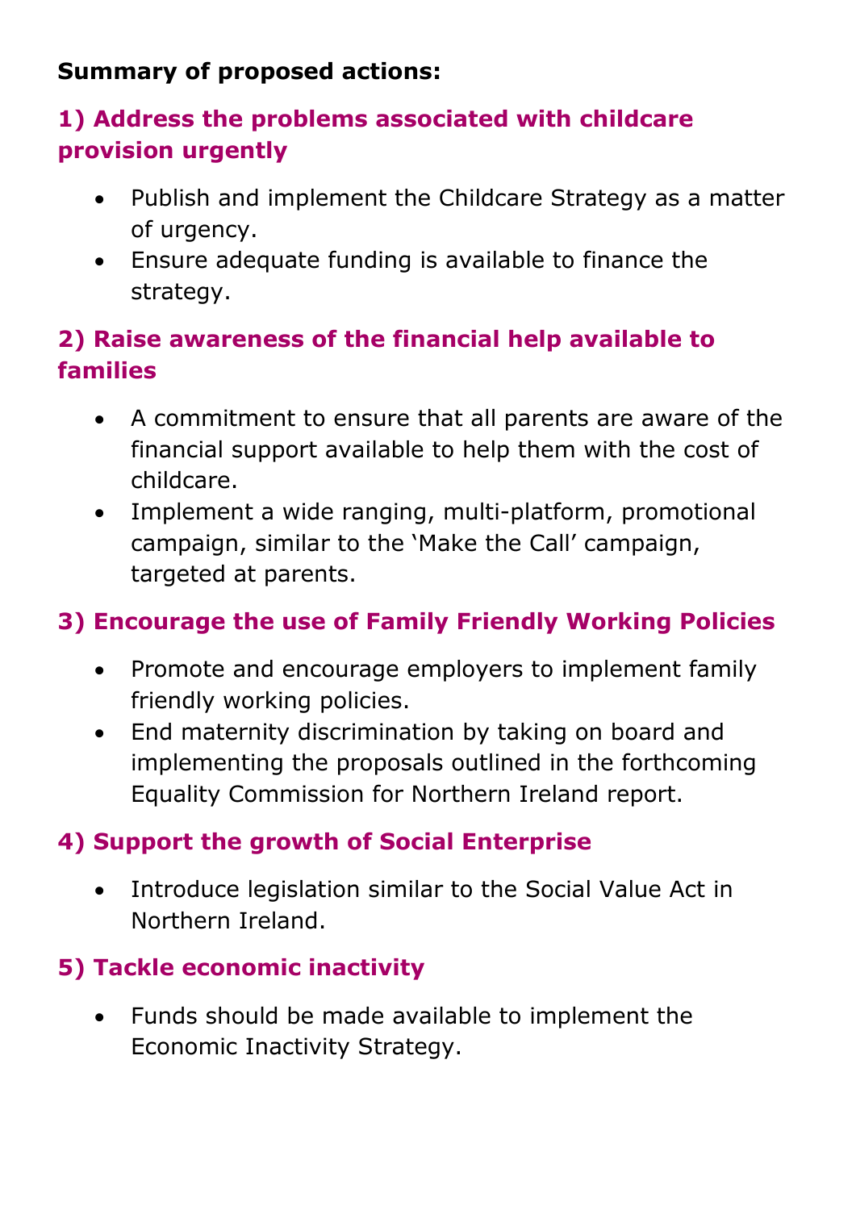**Summary of proposed actions:**

### 1) Address the problems associated with childcare provision urgently

- Publish and implement the Childcare Strategy as a matter of urgency.
- Ensure adequate funding is available to finance the strategy.

### 2) Raise awareness of the financial help available to families

- A commitment to ensure that all parents are aware of the financial support available to help them with the cost of childcare.
- Implement a wide ranging, multi-platform, promotional campaign, similar to the 'Make the Call' campaign, targeted at parents.

### 3) Encourage the use of Family Friendly Working Policies

- Promote and encourage employers to implement family friendly working policies.
- End maternity discrimination by taking on board and implementing the proposals outlined in the forthcoming Equality Commission for Northern Ireland report.

### 4) Support the growth of Social Enterprise

- Introduce legislation similar to the Social Value Act in Northern Ireland.

### 5) Tackle economic inactivity

- Funds should be made available to implement the Economic Inactivity Strategy.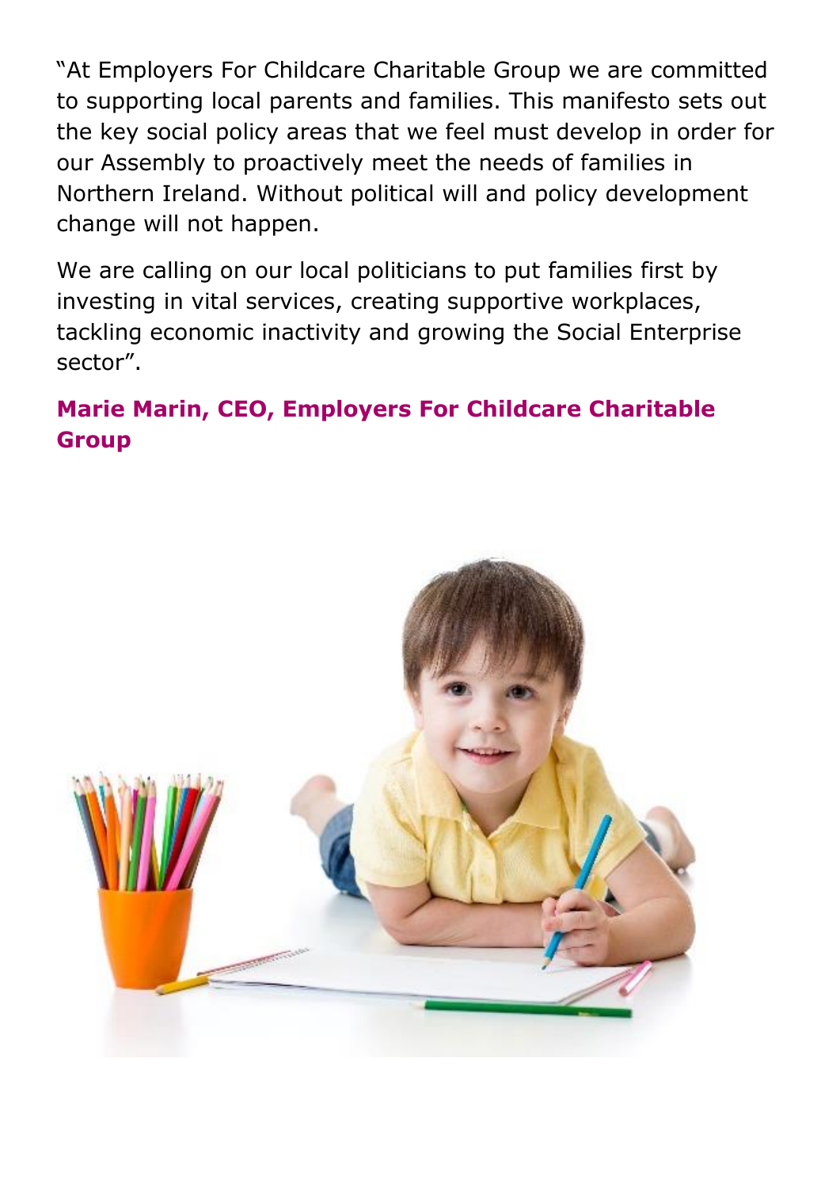"At Employers For Childcare Charitable Group we are committed to supporting local parents and families. This manifesto sets out the key social policy areas that we feel must develop in order for our Assembly to proactively meet the needs of families in Northern Ireland. Without political will and policy development change will not happen.

We are calling on our local politicians to put families first by investing in vital services, creating supportive workplaces, tackling economic inactivity and growing the Social Enterprise sector".

**Marie Marin, CEO, Employers For Childcare Charitable Group**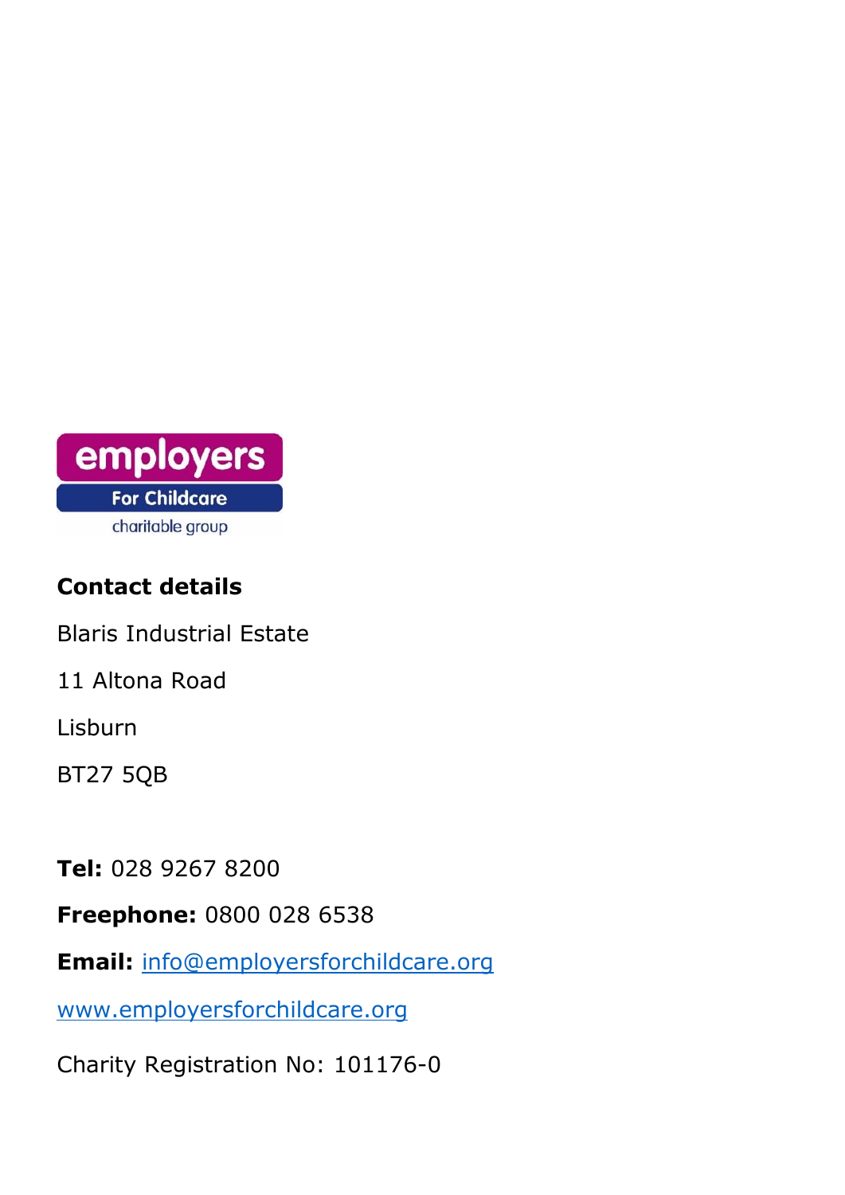employers

For Childcare

charitable group

**Contact details**

Blaris Industrial Estate

11 Altona Road

Lisburn

BT27 5QB

**Tel:** 028 9267 8200

**Freephone:** 0800 028 6538

**Email:** info@employersforchildcare.org

www.employersforchildcare.org

Charity Registration No: 101176-0